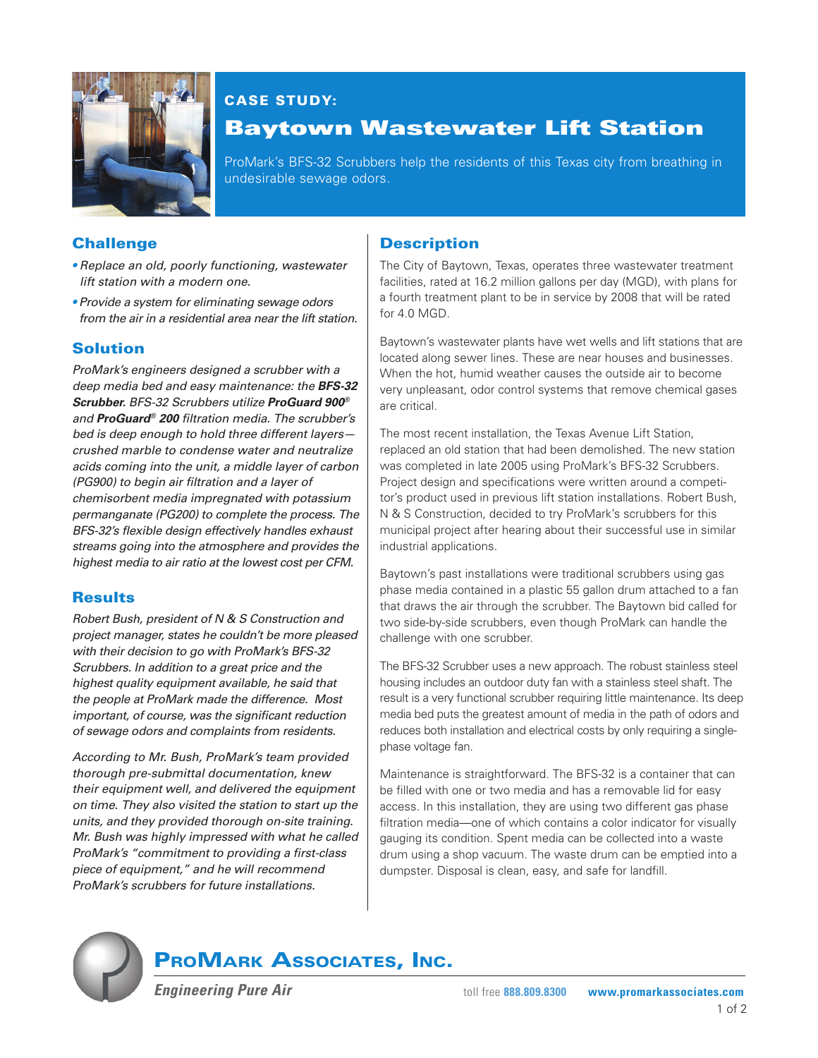**CASE STUDY:**

# Baytown Wastewater Lift Station

ProMark's BFS-32 Scrubbers help the residents of this Texas city from breathing in undesirable sewage odors.

## Challenge

- *Replace an old, poorly functioning, wastewater lift station with a modern one.*
- *Provide a system for eliminating sewage odors from the air in a residential area near the lift station.*

## Solution

*ProMark's engineers designed a scrubber with a deep media bed and easy maintenance: the **BFS-32 Scrubber.** BFS-32 Scrubbers utilize **ProGuard 900®** and **ProGuard® 200** filtration media. The scrubber's bed is deep enough to hold three different layers—crushed marble to condense water and neutralize acids coming into the unit, a middle layer of carbon (PG900) to begin air filtration and a layer of chemisorbent media impregnated with potassium permanganate (PG200) to complete the process. The BFS-32's flexible design effectively handles exhaust streams going into the atmosphere and provides the highest media to air ratio at the lowest cost per CFM.*

## Results

*Robert Bush, president of N & S Construction and project manager, states he couldn't be more pleased with their decision to go with ProMark's BFS-32 Scrubbers. In addition to a great price and the highest quality equipment available, he said that the people at ProMark made the difference. Most important, of course, was the significant reduction of sewage odors and complaints from residents.*

*According to Mr. Bush, ProMark's team provided thorough pre-submittal documentation, knew their equipment well, and delivered the equipment on time. They also visited the station to start up the units, and they provided thorough on-site training. Mr. Bush was highly impressed with what he called ProMark's "commitment to providing a first-class piece of equipment," and he will recommend ProMark's scrubbers for future installations.*

## Description

The City of Baytown, Texas, operates three wastewater treatment facilities, rated at 16.2 million gallons per day (MGD), with plans for a fourth treatment plant to be in service by 2008 that will be rated for 4.0 MGD.

Baytown's wastewater plants have wet wells and lift stations that are located along sewer lines. These are near houses and businesses. When the hot, humid weather causes the outside air to become very unpleasant, odor control systems that remove chemical gases are critical.

The most recent installation, the Texas Avenue Lift Station, replaced an old station that had been demolished. The new station was completed in late 2005 using ProMark's BFS-32 Scrubbers. Project design and specifications were written around a competitor's product used in previous lift station installations. Robert Bush, N & S Construction, decided to try ProMark's scrubbers for this municipal project after hearing about their successful use in similar industrial applications.

Baytown's past installations were traditional scrubbers using gas phase media contained in a plastic 55 gallon drum attached to a fan that draws the air through the scrubber. The Baytown bid called for two side-by-side scrubbers, even though ProMark can handle the challenge with one scrubber.

The BFS-32 Scrubber uses a new approach. The robust stainless steel housing includes an outdoor duty fan with a stainless steel shaft. The result is a very functional scrubber requiring little maintenance. Its deep media bed puts the greatest amount of media in the path of odors and reduces both installation and electrical costs by only requiring a single-phase voltage fan.

Maintenance is straightforward. The BFS-32 is a container that can be filled with one or two media and has a removable lid for easy access. In this installation, they are using two different gas phase filtration media—one of which contains a color indicator for visually gauging its condition. Spent media can be collected into a waste drum using a shop vacuum. The waste drum can be emptied into a dumpster. Disposal is clean, easy, and safe for landfill.

**ProMark Associates, Inc.**

***Engineering Pure Air***

toll free **888.809.8300** **www.promarkassociates.com**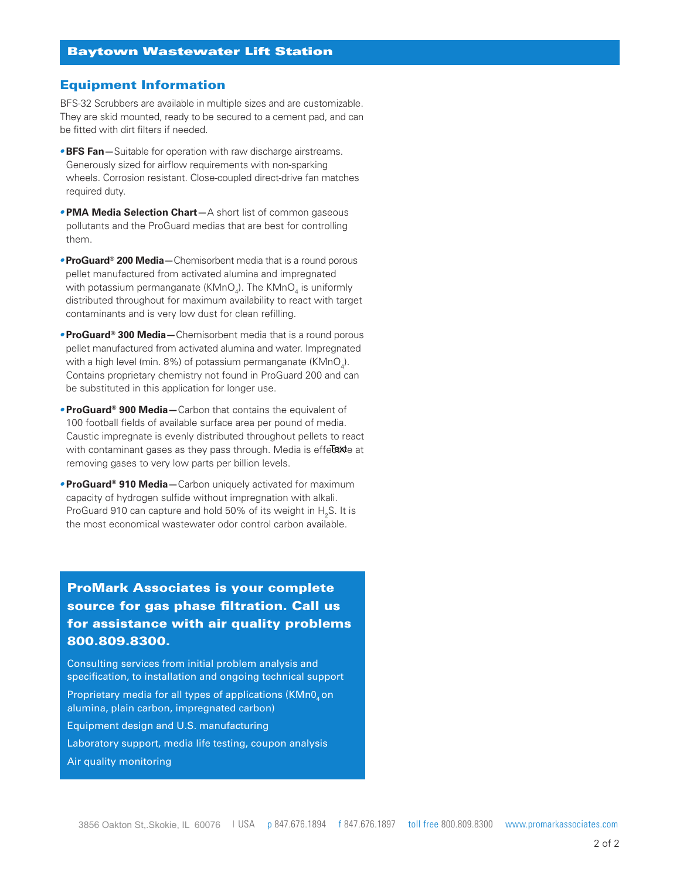## Baytown Wastewater Lift Station

### Equipment Information

BFS-32 Scrubbers are available in multiple sizes and are customizable. They are skid mounted, ready to be secured to a cement pad, and can be fitted with dirt filters if needed.

- **BFS Fan—** Suitable for operation with raw discharge airstreams. Generously sized for airflow requirements with non-sparking wheels. Corrosion resistant. Close-coupled direct-drive fan matches required duty.
- **PMA Media Selection Chart—** A short list of common gaseous pollutants and the ProGuard medias that are best for controlling them.
- **ProGuard® 200 Media—** Chemisorbent media that is a round porous pellet manufactured from activated alumina and impregnated with potassium permanganate ($KMnO_4$). The $KMnO_4$ is uniformly distributed throughout for maximum availability to react with target contaminants and is very low dust for clean refilling.
- **ProGuard® 300 Media—** Chemisorbent media that is a round porous pellet manufactured from activated alumina and water. Impregnated with a high level (min. 8%) of potassium permanganate ($KMnO_4$). Contains proprietary chemistry not found in ProGuard 200 and can be substituted in this application for longer use.
- **ProGuard® 900 Media—** Carbon that contains the equivalent of 100 football fields of available surface area per pound of media. Caustic impregnate is evenly distributed throughout pellets to react with contaminant gases as they pass through. Media is effective at removing gases to very low parts per billion levels.
- **ProGuard® 910 Media—** Carbon uniquely activated for maximum capacity of hydrogen sulfide without impregnation with alkali. ProGuard 910 can capture and hold 50% of its weight in $H_2S$. It is the most economical wastewater odor control carbon available.

**ProMark Associates is your complete source for gas phase filtration. Call us for assistance with air quality problems 800.809.8300.**

Consulting services from initial problem analysis and specification, to installation and ongoing technical support

Proprietary media for all types of applications ($KMn0_4$ on alumina, plain carbon, impregnated carbon)

Equipment design and U.S. manufacturing

Laboratory support, media life testing, coupon analysis

Air quality monitoring

3856 Oakton St,.Skokie, IL 60076 | USA p 847.676.1894 f 847.676.1897 toll free 800.809.8300 www.promarkassociates.com